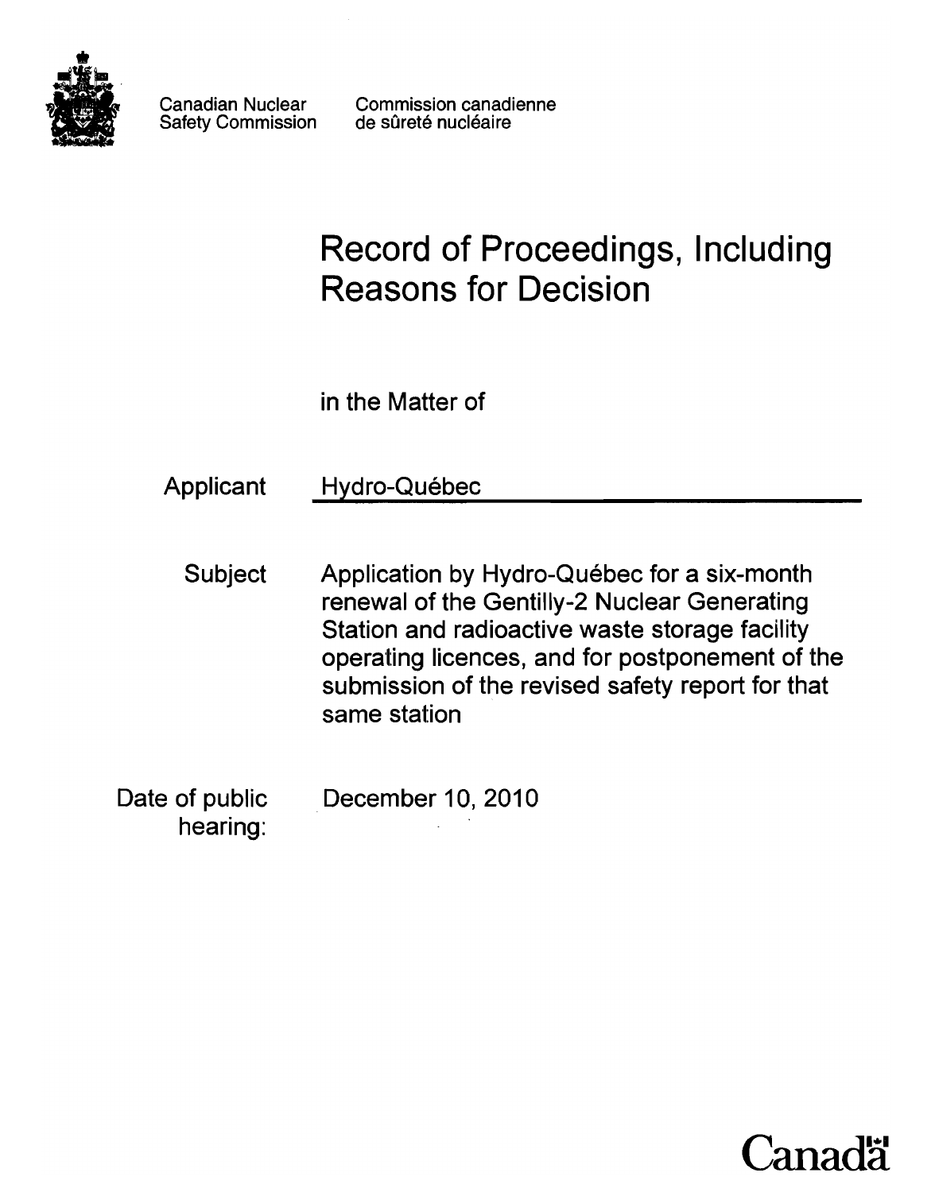Canadian Nuclear Safety Commission

Commission canadienne de sûreté nucléaire

# Record of Proceedings, Including Reasons for Decision

in the Matter of

Applicant: Hydro-Québec

Subject: Application by Hydro-Québec for a six-month renewal of the Gentilly-2 Nuclear Generating Station and radioactive waste storage facility operating licences, and for postponement of the submission of the revised safety report for that same station

Date of public hearing: December 10, 2010

Canada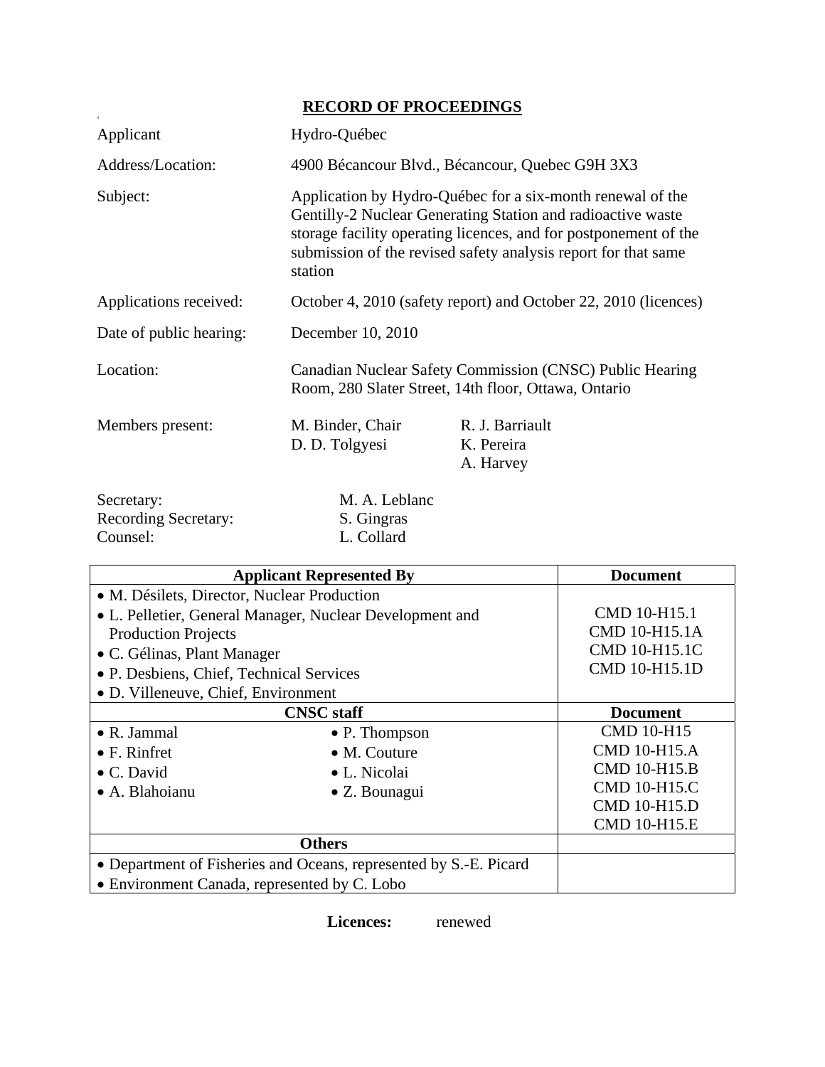# RECORD OF PROCEEDINGS

| | | |
|---|---|---|
| Applicant | Hydro-Québec | |
| Address/Location: | 4900 Bécancour Blvd., Bécancour, Quebec G9H 3X3 | |
| Subject: | Application by Hydro-Québec for a six-month renewal of the Gentilly-2 Nuclear Generating Station and radioactive waste storage facility operating licences, and for postponement of the submission of the revised safety analysis report for that same station | |
| Applications received: | October 4, 2010 (safety report) and October 22, 2010 (licences) | |
| Date of public hearing: | December 10, 2010 | |
| Location: | Canadian Nuclear Safety Commission (CNSC) Public Hearing Room, 280 Slater Street, 14th floor, Ottawa, Ontario | |
| Members present: | M. Binder, Chair<br>D. D. Tolgyesi | R. J. Barriault<br>K. Pereira<br>A. Harvey |

Secretary: M. A. Leblanc
Recording Secretary: S. Gingras
Counsel: L. Collard

| Applicant Represented By | | Document |
|---|---|---|
| • M. Désilets, Director, Nuclear Production<br>• L. Pelletier, General Manager, Nuclear Development and Production Projects<br>• C. Gélinas, Plant Manager<br>• P. Desbiens, Chief, Technical Services<br>• D. Villeneuve, Chief, Environment | | CMD 10-H15.1<br>CMD 10-H15.1A<br>CMD 10-H15.1C<br>CMD 10-H15.1D |
| **CNSC staff** | | **Document** |
| • R. Jammal<br>• F. Rinfret<br>• C. David<br>• A. Blahoianu | • P. Thompson<br>• M. Couture<br>• L. Nicolai<br>• Z. Bounagui | CMD 10-H15<br>CMD 10-H15.A<br>CMD 10-H15.B<br>CMD 10-H15.C<br>CMD 10-H15.D<br>CMD 10-H15.E |
| **Others** | | |
| • Department of Fisheries and Oceans, represented by S.-E. Picard<br>• Environment Canada, represented by C. Lobo | | |

**Licences:** renewed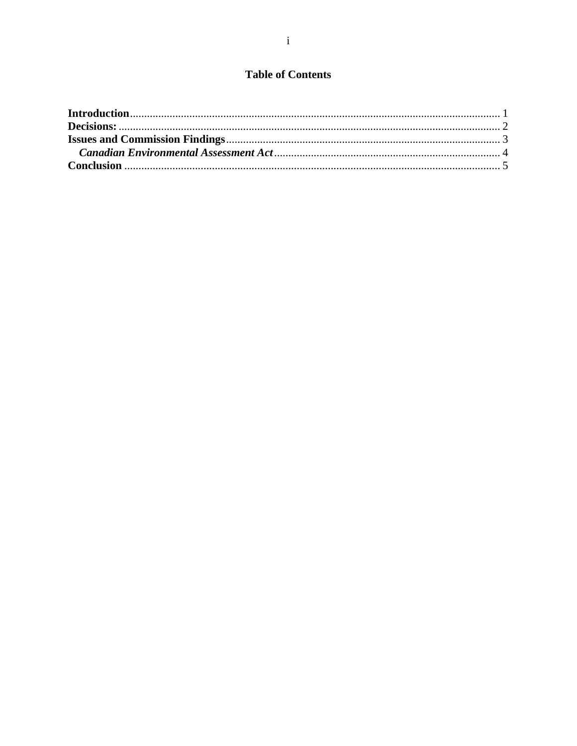## Table of Contents

**Introduction** ........................................................................................................................ 1
**Decisions:** ............................................................................................................................ 2
**Issues and Commission Findings** ....................................................................................... 3
&nbsp;&nbsp;&nbsp;&nbsp;***Canadian Environmental Assessment Act*** ................................................................. 4
**Conclusion** .......................................................................................................................... 5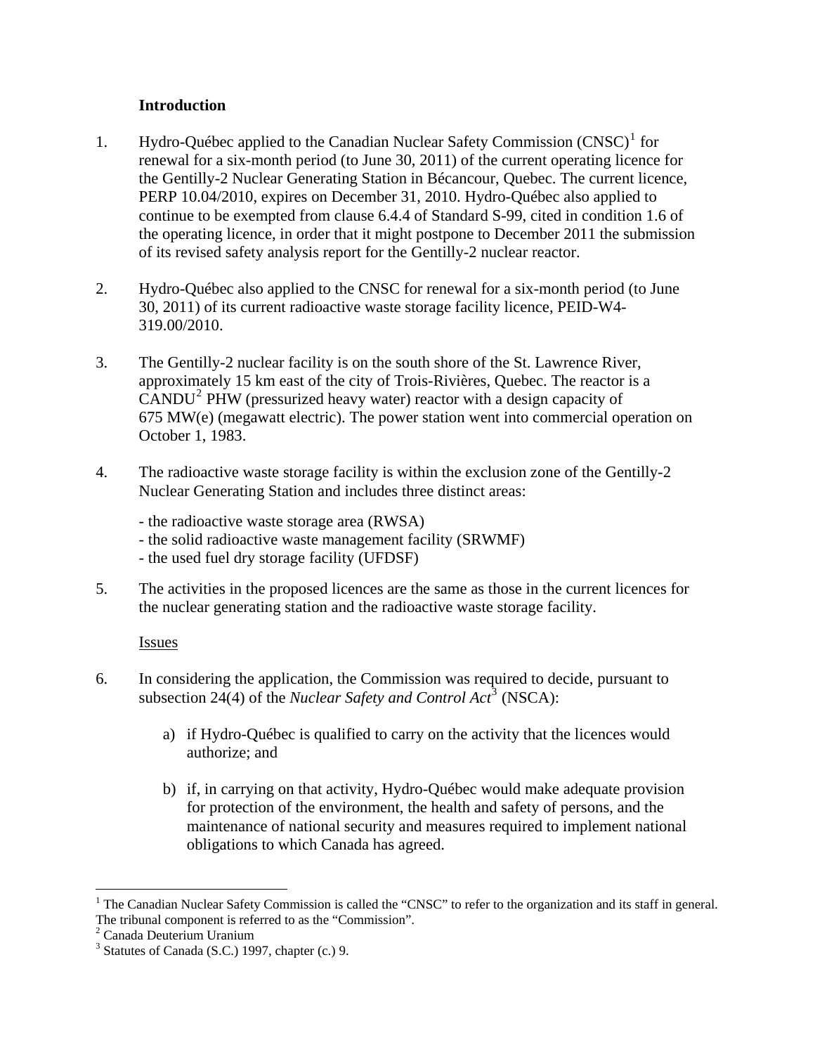### Introduction

1. Hydro-Québec applied to the Canadian Nuclear Safety Commission (CNSC)[1] for renewal for a six-month period (to June 30, 2011) of the current operating licence for the Gentilly-2 Nuclear Generating Station in Bécancour, Quebec. The current licence, PERP 10.04/2010, expires on December 31, 2010. Hydro-Québec also applied to continue to be exempted from clause 6.4.4 of Standard S-99, cited in condition 1.6 of the operating licence, in order that it might postpone to December 2011 the submission of its revised safety analysis report for the Gentilly-2 nuclear reactor.

2. Hydro-Québec also applied to the CNSC for renewal for a six-month period (to June 30, 2011) of its current radioactive waste storage facility licence, PEID-W4-319.00/2010.

3. The Gentilly-2 nuclear facility is on the south shore of the St. Lawrence River, approximately 15 km east of the city of Trois-Rivières, Quebec. The reactor is a CANDU[2] PHW (pressurized heavy water) reactor with a design capacity of 675 MW(e) (megawatt electric). The power station went into commercial operation on October 1, 1983.

4. The radioactive waste storage facility is within the exclusion zone of the Gentilly-2 Nuclear Generating Station and includes three distinct areas:

   - the radioactive waste storage area (RWSA)
   - the solid radioactive waste management facility (SRWMF)
   - the used fuel dry storage facility (UFDSF)

5. The activities in the proposed licences are the same as those in the current licences for the nuclear generating station and the radioactive waste storage facility.

<u>Issues</u>

6. In considering the application, the Commission was required to decide, pursuant to subsection 24(4) of the *Nuclear Safety and Control Act*[3] (NSCA):

   a) if Hydro-Québec is qualified to carry on the activity that the licences would authorize; and

   b) if, in carrying on that activity, Hydro-Québec would make adequate provision for protection of the environment, the health and safety of persons, and the maintenance of national security and measures required to implement national obligations to which Canada has agreed.

---

[1] The Canadian Nuclear Safety Commission is called the "CNSC" to refer to the organization and its staff in general. The tribunal component is referred to as the "Commission".

[2] Canada Deuterium Uranium

[3] Statutes of Canada (S.C.) 1997, chapter (c.) 9.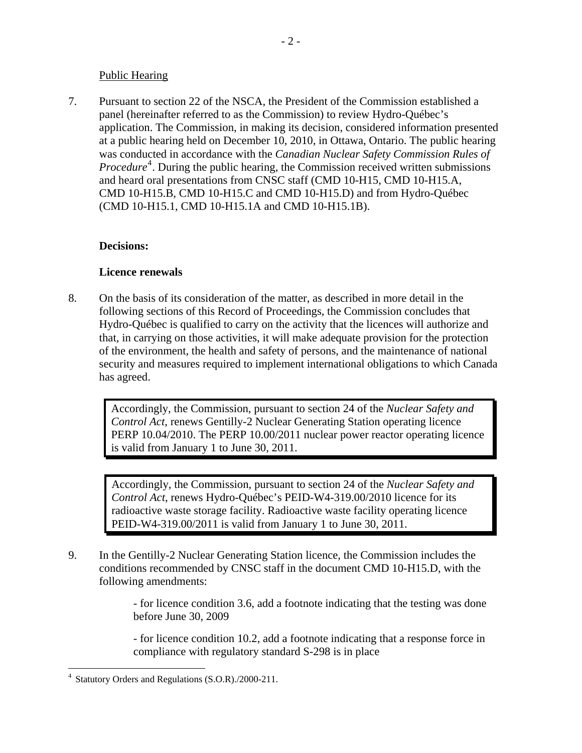Public Hearing

7. Pursuant to section 22 of the NSCA, the President of the Commission established a panel (hereinafter referred to as the Commission) to review Hydro-Québec's application. The Commission, in making its decision, considered information presented at a public hearing held on December 10, 2010, in Ottawa, Ontario. The public hearing was conducted in accordance with the *Canadian Nuclear Safety Commission Rules of Procedure*[4]. During the public hearing, the Commission received written submissions and heard oral presentations from CNSC staff (CMD 10-H15, CMD 10-H15.A, CMD 10-H15.B, CMD 10-H15.C and CMD 10-H15.D) and from Hydro-Québec (CMD 10-H15.1, CMD 10-H15.1A and CMD 10-H15.1B).

**Decisions:**

**Licence renewals**

8. On the basis of its consideration of the matter, as described in more detail in the following sections of this Record of Proceedings, the Commission concludes that Hydro-Québec is qualified to carry on the activity that the licences will authorize and that, in carrying on those activities, it will make adequate provision for the protection of the environment, the health and safety of persons, and the maintenance of national security and measures required to implement international obligations to which Canada has agreed.

> Accordingly, the Commission, pursuant to section 24 of the *Nuclear Safety and Control Act*, renews Gentilly-2 Nuclear Generating Station operating licence PERP 10.04/2010. The PERP 10.00/2011 nuclear power reactor operating licence is valid from January 1 to June 30, 2011.

> Accordingly, the Commission, pursuant to section 24 of the *Nuclear Safety and Control Act*, renews Hydro-Québec's PEID-W4-319.00/2010 licence for its radioactive waste storage facility. Radioactive waste facility operating licence PEID-W4-319.00/2011 is valid from January 1 to June 30, 2011.

9. In the Gentilly-2 Nuclear Generating Station licence, the Commission includes the conditions recommended by CNSC staff in the document CMD 10-H15.D, with the following amendments:

   - for licence condition 3.6, add a footnote indicating that the testing was done before June 30, 2009

   - for licence condition 10.2, add a footnote indicating that a response force in compliance with regulatory standard S-298 is in place

[4] Statutory Orders and Regulations (S.O.R)./2000-211.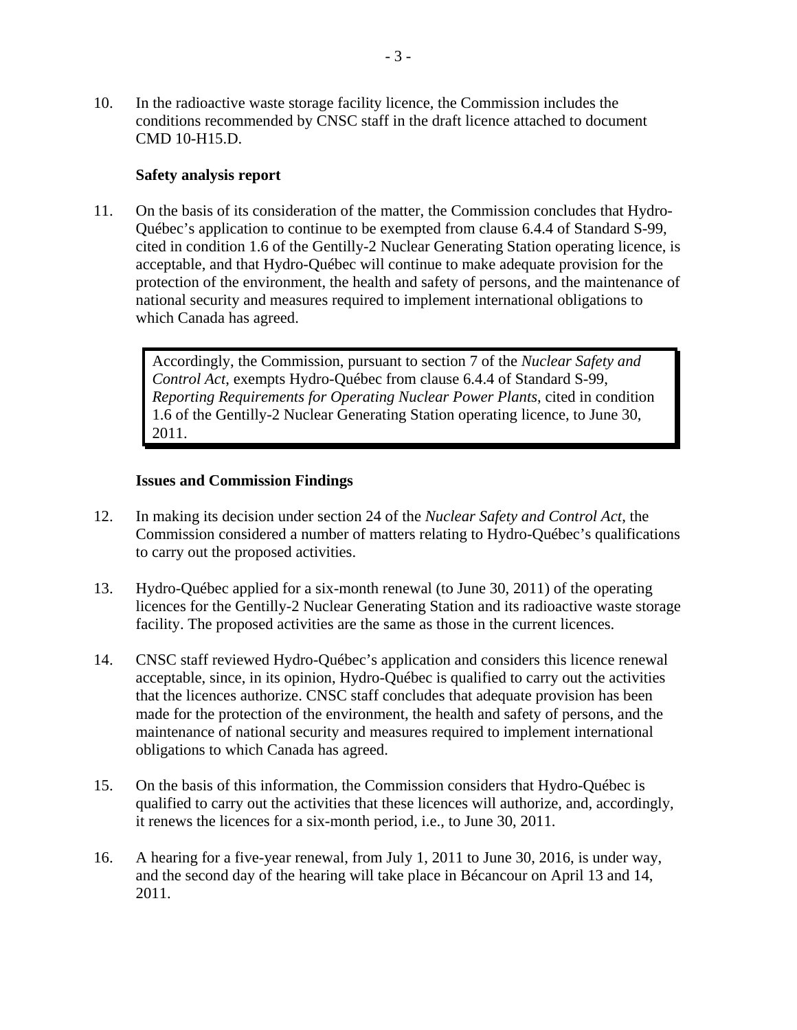10. In the radioactive waste storage facility licence, the Commission includes the conditions recommended by CNSC staff in the draft licence attached to document CMD 10-H15.D.

**Safety analysis report**

11. On the basis of its consideration of the matter, the Commission concludes that Hydro-Québec's application to continue to be exempted from clause 6.4.4 of Standard S-99, cited in condition 1.6 of the Gentilly-2 Nuclear Generating Station operating licence, is acceptable, and that Hydro-Québec will continue to make adequate provision for the protection of the environment, the health and safety of persons, and the maintenance of national security and measures required to implement international obligations to which Canada has agreed.

> Accordingly, the Commission, pursuant to section 7 of the *Nuclear Safety and Control Act*, exempts Hydro-Québec from clause 6.4.4 of Standard S-99, *Reporting Requirements for Operating Nuclear Power Plants*, cited in condition 1.6 of the Gentilly-2 Nuclear Generating Station operating licence, to June 30, 2011.

**Issues and Commission Findings**

12. In making its decision under section 24 of the *Nuclear Safety and Control Act*, the Commission considered a number of matters relating to Hydro-Québec's qualifications to carry out the proposed activities.

13. Hydro-Québec applied for a six-month renewal (to June 30, 2011) of the operating licences for the Gentilly-2 Nuclear Generating Station and its radioactive waste storage facility. The proposed activities are the same as those in the current licences.

14. CNSC staff reviewed Hydro-Québec's application and considers this licence renewal acceptable, since, in its opinion, Hydro-Québec is qualified to carry out the activities that the licences authorize. CNSC staff concludes that adequate provision has been made for the protection of the environment, the health and safety of persons, and the maintenance of national security and measures required to implement international obligations to which Canada has agreed.

15. On the basis of this information, the Commission considers that Hydro-Québec is qualified to carry out the activities that these licences will authorize, and, accordingly, it renews the licences for a six-month period, i.e., to June 30, 2011.

16. A hearing for a five-year renewal, from July 1, 2011 to June 30, 2016, is under way, and the second day of the hearing will take place in Bécancour on April 13 and 14, 2011.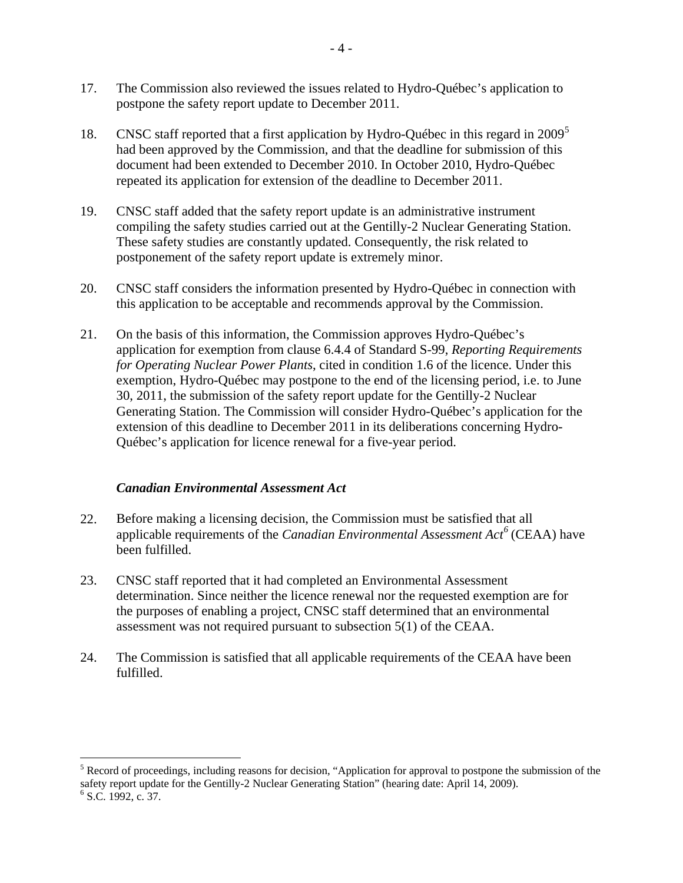17. The Commission also reviewed the issues related to Hydro-Québec's application to postpone the safety report update to December 2011.

18. CNSC staff reported that a first application by Hydro-Québec in this regard in 2009[5] had been approved by the Commission, and that the deadline for submission of this document had been extended to December 2010. In October 2010, Hydro-Québec repeated its application for extension of the deadline to December 2011.

19. CNSC staff added that the safety report update is an administrative instrument compiling the safety studies carried out at the Gentilly-2 Nuclear Generating Station. These safety studies are constantly updated. Consequently, the risk related to postponement of the safety report update is extremely minor.

20. CNSC staff considers the information presented by Hydro-Québec in connection with this application to be acceptable and recommends approval by the Commission.

21. On the basis of this information, the Commission approves Hydro-Québec's application for exemption from clause 6.4.4 of Standard S-99, *Reporting Requirements for Operating Nuclear Power Plants*, cited in condition 1.6 of the licence. Under this exemption, Hydro-Québec may postpone to the end of the licensing period, i.e. to June 30, 2011, the submission of the safety report update for the Gentilly-2 Nuclear Generating Station. The Commission will consider Hydro-Québec's application for the extension of this deadline to December 2011 in its deliberations concerning Hydro-Québec's application for licence renewal for a five-year period.

### *Canadian Environmental Assessment Act*

22. Before making a licensing decision, the Commission must be satisfied that all applicable requirements of the *Canadian Environmental Assessment Act*[6] (CEAA) have been fulfilled.

23. CNSC staff reported that it had completed an Environmental Assessment determination. Since neither the licence renewal nor the requested exemption are for the purposes of enabling a project, CNSC staff determined that an environmental assessment was not required pursuant to subsection 5(1) of the CEAA.

24. The Commission is satisfied that all applicable requirements of the CEAA have been fulfilled.

---

[5] Record of proceedings, including reasons for decision, "Application for approval to postpone the submission of the safety report update for the Gentilly-2 Nuclear Generating Station" (hearing date: April 14, 2009).

[6] S.C. 1992, c. 37.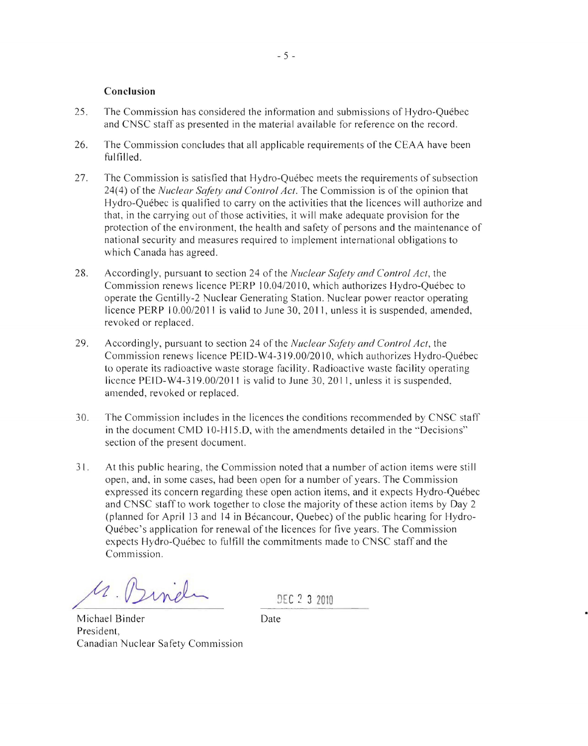### Conclusion

25. The Commission has considered the information and submissions of Hydro-Québec and CNSC staff as presented in the material available for reference on the record.

26. The Commission concludes that all applicable requirements of the CEAA have been fulfilled.

27. The Commission is satisfied that Hydro-Québec meets the requirements of subsection 24(4) of the *Nuclear Safety and Control Act*. The Commission is of the opinion that Hydro-Québec is qualified to carry on the activities that the licences will authorize and that, in the carrying out of those activities, it will make adequate provision for the protection of the environment, the health and safety of persons and the maintenance of national security and measures required to implement international obligations to which Canada has agreed.

28. Accordingly, pursuant to section 24 of the *Nuclear Safety and Control Act*, the Commission renews licence PERP 10.04/2010, which authorizes Hydro-Québec to operate the Gentilly-2 Nuclear Generating Station. Nuclear power reactor operating licence PERP 10.00/2011 is valid to June 30, 2011, unless it is suspended, amended, revoked or replaced.

29. Accordingly, pursuant to section 24 of the *Nuclear Safety and Control Act*, the Commission renews licence PEID-W4-319.00/2010, which authorizes Hydro-Québec to operate its radioactive waste storage facility. Radioactive waste facility operating licence PEID-W4-319.00/2011 is valid to June 30, 2011, unless it is suspended, amended, revoked or replaced.

30. The Commission includes in the licences the conditions recommended by CNSC staff in the document CMD 10-H15.D, with the amendments detailed in the "Decisions" section of the present document.

31. At this public hearing, the Commission noted that a number of action items were still open, and, in some cases, had been open for a number of years. The Commission expressed its concern regarding these open action items, and it expects Hydro-Québec and CNSC staff to work together to close the majority of these action items by Day 2 (planned for April 13 and 14 in Bécancour, Quebec) of the public hearing for Hydro-Québec's application for renewal of the licences for five years. The Commission expects Hydro-Québec to fulfill the commitments made to CNSC staff and the Commission.

M. Binder

Michael Binder
President,
Canadian Nuclear Safety Commission

DEC 2 3 2010

Date